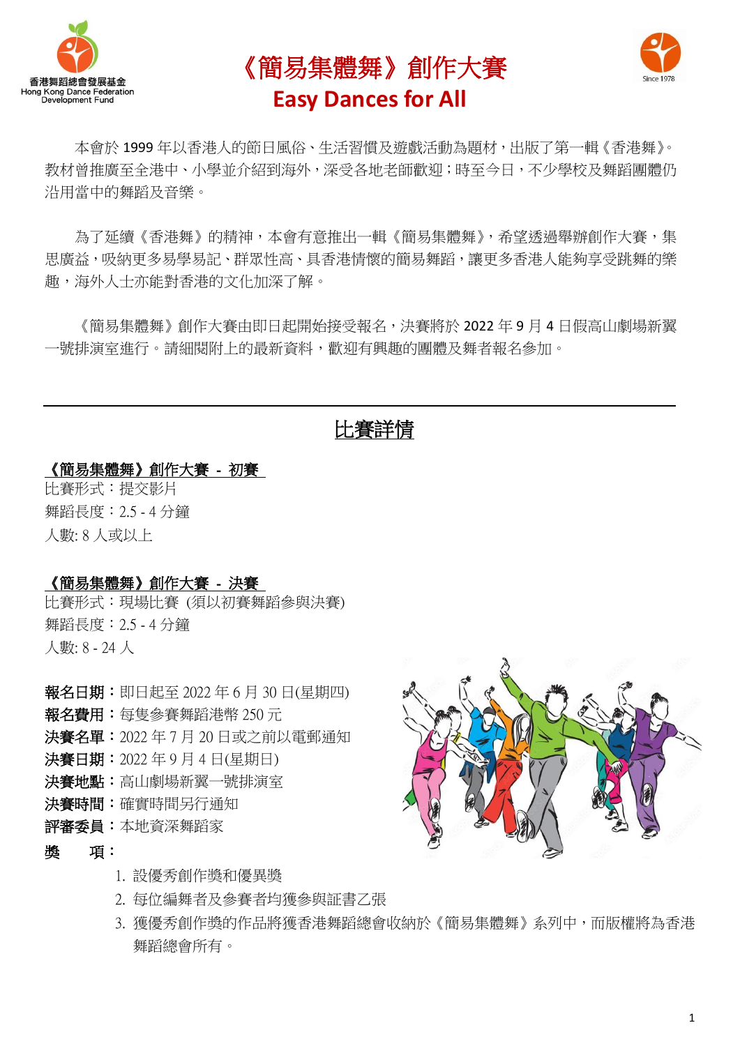# 《簡易集體舞》創作大賽

## Easy Dances for All

本會於 1999 年以香港人的節日風俗、生活習慣及遊戲活動為題材，出版了第一輯《香港舞》。教材曾推廣至全港中、小學並介紹到海外，深受各地老師歡迎；時至今日，不少學校及舞蹈團體仍沿用當中的舞蹈及音樂。

為了延續《香港舞》的精神，本會有意推出一輯《簡易集體舞》，希望透過舉辦創作大賽，集思廣益，吸納更多易學易記、群眾性高、具香港情懷的簡易舞蹈，讓更多香港人能夠享受跳舞的樂趣，海外人士亦能對香港的文化加深了解。

《簡易集體舞》創作大賽由即日起開始接受報名，決賽將於 2022 年 9 月 4 日假高山劇場新翼一號排演室進行。請細閱附上的最新資料，歡迎有興趣的團體及舞者報名參加。

---

## 比賽詳情

**《簡易集體舞》創作大賽 - 初賽**

比賽形式：提交影片

舞蹈長度：2.5 - 4 分鐘

人數: 8 人或以上

**《簡易集體舞》創作大賽 - 決賽**

比賽形式：現場比賽 (須以初賽舞蹈參與決賽)

舞蹈長度：2.5 - 4 分鐘

人數: 8 - 24 人

**報名日期**：即日起至 2022 年 6 月 30 日(星期四)

**報名費用**：每隻參賽舞蹈港幣 250 元

**決賽名單**：2022 年 7 月 20 日或之前以電郵通知

**決賽日期**：2022 年 9 月 4 日(星期日)

**決賽地點**：高山劇場新翼一號排演室

**決賽時間**：確實時間另行通知

**評審委員**：本地資深舞蹈家

**獎　　項**：

1. 設優秀創作獎和優異獎
2. 每位編舞者及參賽者均獲參與証書乙張
3. 獲優秀創作獎的作品將獲香港舞蹈總會收納於《簡易集體舞》系列中，而版權將為香港舞蹈總會所有。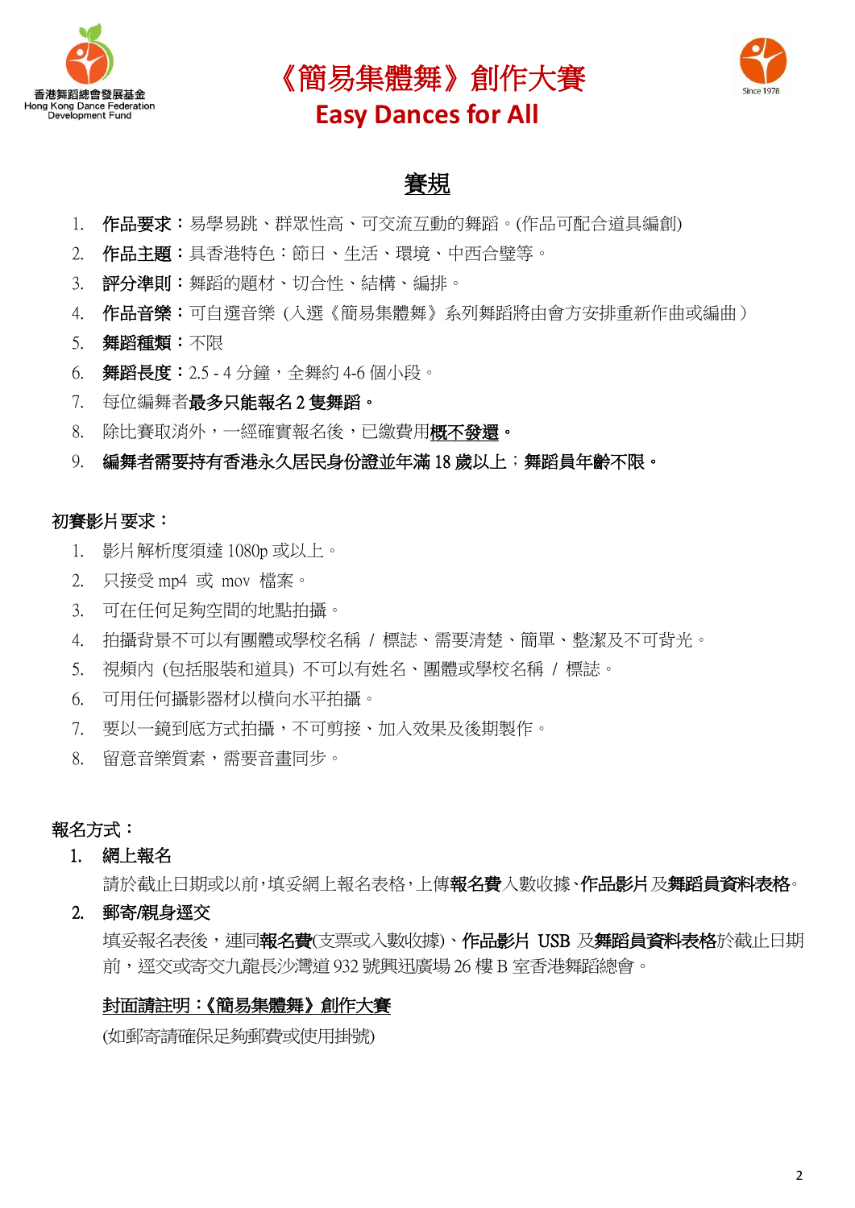# 《簡易集體舞》創作大賽
# Easy Dances for All

## 賽規

1. **作品要求：**易學易跳、群眾性高、可交流互動的舞蹈。(作品可配合道具編創)
2. **作品主題：**具香港特色：節日、生活、環境、中西合璧等。
3. **評分準則：**舞蹈的題材、切合性、結構、編排。
4. **作品音樂：**可自選音樂 (入選《簡易集體舞》系列舞蹈將由會方安排重新作曲或編曲)
5. **舞蹈種類：**不限
6. **舞蹈長度：**2.5 - 4 分鐘，全舞約 4-6 個小段。
7. 每位編舞者**最多只能報名 2 隻舞蹈。**
8. 除比賽取消外，一經確實報名後，已繳費用**概不發還。**
9. **編舞者需要持有香港永久居民身份證並年滿 18 歲以上；舞蹈員年齡不限。**

### 初賽影片要求：

1. 影片解析度須達 1080p 或以上。
2. 只接受 mp4 或 mov 檔案。
3. 可在任何足夠空間的地點拍攝。
4. 拍攝背景不可以有團體或學校名稱 / 標誌、需要清楚、簡單、整潔及不可背光。
5. 視頻內 (包括服裝和道具) 不可以有姓名、團體或學校名稱 / 標誌。
6. 可用任何攝影器材以橫向水平拍攝。
7. 要以一鏡到底方式拍攝，不可剪接、加入效果及後期製作。
8. 留意音樂質素，需要音畫同步。

### 報名方式：

1. **網上報名**

   請於截止日期或以前，填妥網上報名表格，上傳**報名費**入數收據、**作品影片**及**舞蹈員資料表格**。

2. **郵寄/親身遞交**

   填妥報名表後，連同**報名費**(支票或入數收據)、**作品影片 USB** 及**舞蹈員資料表格**於截止日期前，遞交或寄交九龍長沙灣道 932 號興迅廣場 26 樓 B 室香港舞蹈總會。

   **封面請註明：《簡易集體舞》創作大賽**

   (如郵寄請確保足夠郵費或使用掛號)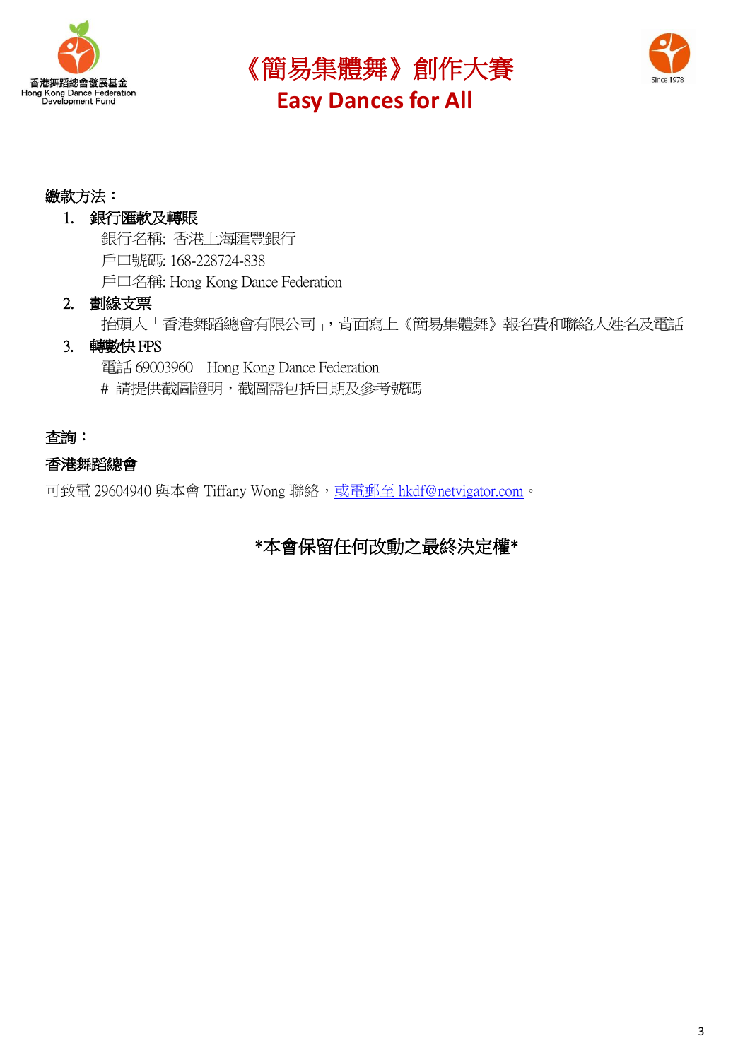# 《簡易集體舞》創作大賽
## Easy Dances for All

**繳款方法：**

1. **銀行匯款及轉賬**
   銀行名稱: 香港上海匯豐銀行
   戶口號碼: 168-228724-838
   戶口名稱: Hong Kong Dance Federation
2. **劃線支票**
   抬頭人「香港舞蹈總會有限公司」，背面寫上《簡易集體舞》報名費和聯絡人姓名及電話
3. **轉數快 FPS**
   電話 69003960　Hong Kong Dance Federation
   # 請提供截圖證明，截圖需包括日期及參考號碼

**查詢：**

**香港舞蹈總會**

可致電 29604940 與本會 Tiffany Wong 聯絡，或電郵至 hkdf@netvigator.com。

**\*本會保留任何改動之最終決定權\***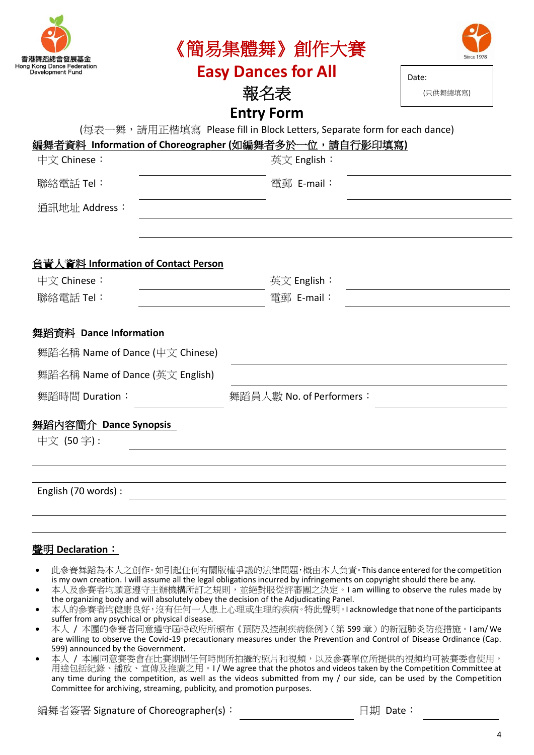香港舞蹈總會發展基金
Hong Kong Dance Federation Development Fund

# 《簡易集體舞》創作大賽

# Easy Dances for All

# 報名表

# Entry Form

Date:

(只供舞總填寫)

(每表一舞，請用正楷填寫 Please fill in Block Letters, Separate form for each dance)

## 編舞者資料 Information of Choreographer (如編舞者多於一位，請自行影印填寫)

中文 Chinese：　　　　　　　　英文 English：

聯絡電話 Tel：　　　　　　　　電郵 E-mail：

通訊地址 Address：

## 負責人資料 Information of Contact Person

中文 Chinese：　　　　　　　　英文 English：

聯絡電話 Tel：　　　　　　　　電郵 E-mail：

## 舞蹈資料 Dance Information

舞蹈名稱 Name of Dance (中文 Chinese)

舞蹈名稱 Name of Dance (英文 English)

舞蹈時間 Duration：　　　　　　舞蹈員人數 No. of Performers：

## 舞蹈內容簡介 Dance Synopsis

中文 (50 字)：

English (70 words)：

## 聲明 Declaration：

- 此參賽舞蹈為本人之創作。如引起任何有關版權爭議的法律問題，概由本人負責。This dance entered for the competition is my own creation. I will assume all the legal obligations incurred by infringements on copyright should there be any.
- 本人及參賽者均願意遵守主辦機構所訂之規則，並絕對服從評審團之決定。I am willing to observe the rules made by the organizing body and will absolutely obey the decision of the Adjudicating Panel.
- 本人的參賽者均健康良好，沒有任何一人患上心理或生理的疾病。特此聲明。I acknowledge that none of the participants suffer from any psychical or physical disease.
- 本人 / 本團的參賽者同意遵守屆時政府所頒布《預防及控制疾病條例》(第 599 章) 的新冠肺炎防疫措施。I am/ We are willing to observe the Covid-19 precautionary measures under the Prevention and Control of Disease Ordinance (Cap. 599) announced by the Government.
- 本人 / 本團同意賽委會在比賽期間任何時間所拍攝的照片和視頻，以及參賽單位所提供的視頻均可被賽委會使用，用途包括紀錄、播放、宣傳及推廣之用。I / We agree that the photos and videos taken by the Competition Committee at any time during the competition, as well as the videos submitted from my / our side, can be used by the Competition Committee for archiving, streaming, publicity, and promotion purposes.

編舞者簽署 Signature of Choreographer(s)：　　　　　　　　日期 Date：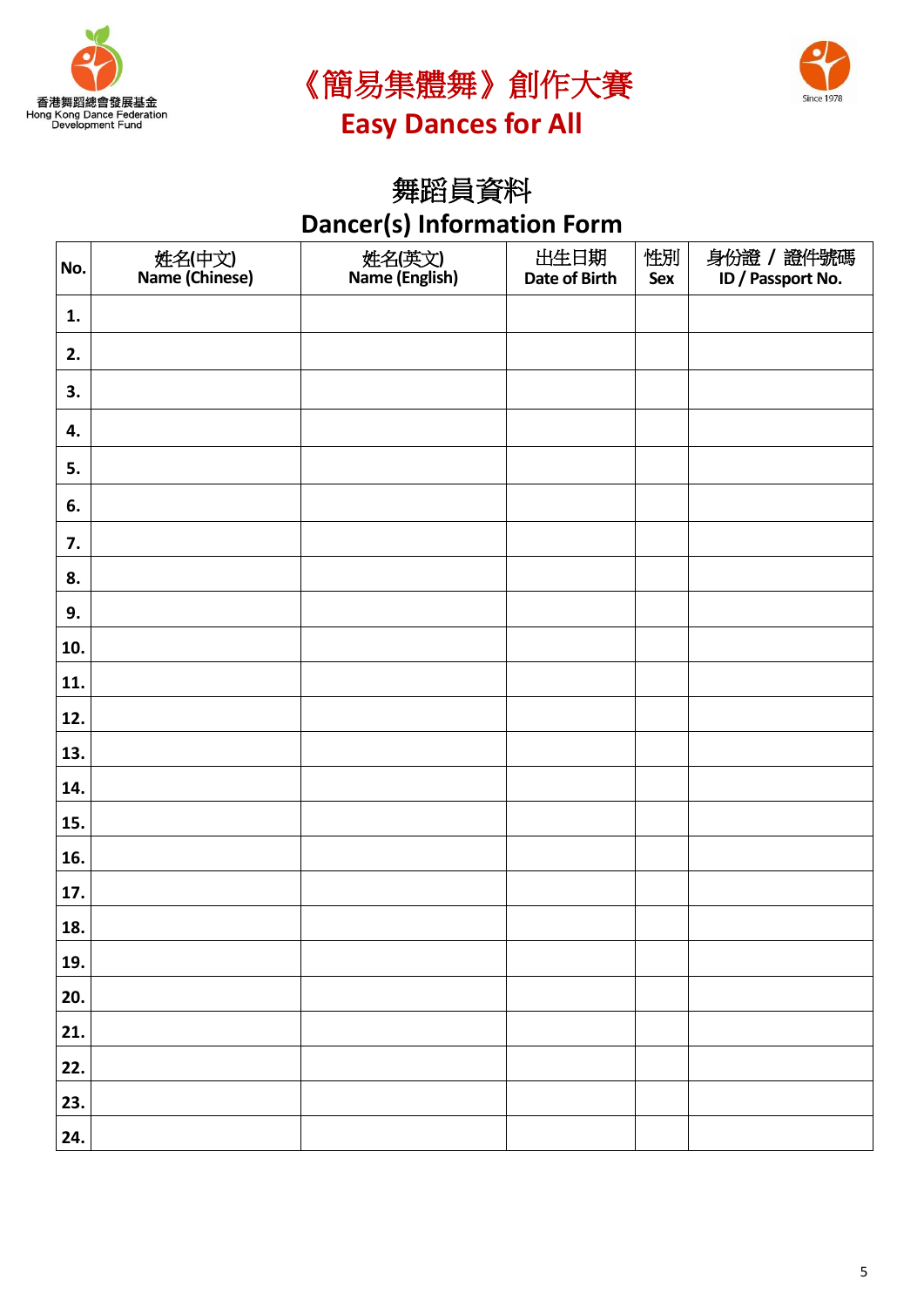香港舞蹈總會發展基金
Hong Kong Dance Federation Development Fund

# 《簡易集體舞》創作大賽
# Easy Dances for All

Since 1978

## 舞蹈員資料
## Dancer(s) Information Form

| No. | 姓名(中文) Name (Chinese) | 姓名(英文) Name (English) | 出生日期 Date of Birth | 性別 Sex | 身份證 / 證件號碼 ID / Passport No. |
|---|---|---|---|---|---|
| 1. | | | | | |
| 2. | | | | | |
| 3. | | | | | |
| 4. | | | | | |
| 5. | | | | | |
| 6. | | | | | |
| 7. | | | | | |
| 8. | | | | | |
| 9. | | | | | |
| 10. | | | | | |
| 11. | | | | | |
| 12. | | | | | |
| 13. | | | | | |
| 14. | | | | | |
| 15. | | | | | |
| 16. | | | | | |
| 17. | | | | | |
| 18. | | | | | |
| 19. | | | | | |
| 20. | | | | | |
| 21. | | | | | |
| 22. | | | | | |
| 23. | | | | | |
| 24. | | | | | |